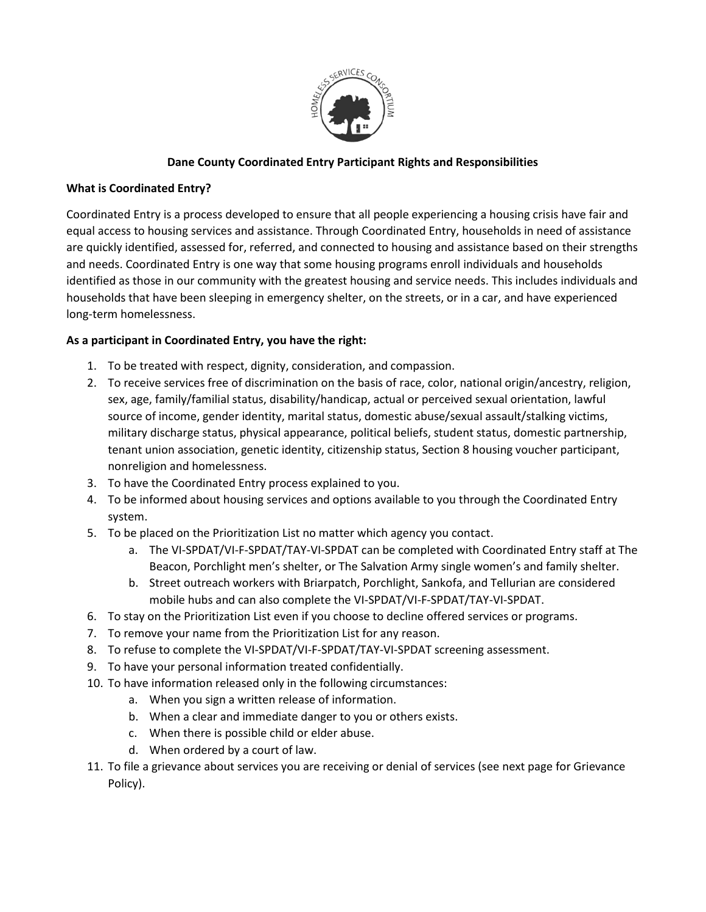# Dane County Coordinated Entry Participant Rights and Responsibilities

## What is Coordinated Entry?

Coordinated Entry is a process developed to ensure that all people experiencing a housing crisis have fair and equal access to housing services and assistance. Through Coordinated Entry, households in need of assistance are quickly identified, assessed for, referred, and connected to housing and assistance based on their strengths and needs. Coordinated Entry is one way that some housing programs enroll individuals and households identified as those in our community with the greatest housing and service needs. This includes individuals and households that have been sleeping in emergency shelter, on the streets, or in a car, and have experienced long-term homelessness.

## As a participant in Coordinated Entry, you have the right:

1. To be treated with respect, dignity, consideration, and compassion.
2. To receive services free of discrimination on the basis of race, color, national origin/ancestry, religion, sex, age, family/familial status, disability/handicap, actual or perceived sexual orientation, lawful source of income, gender identity, marital status, domestic abuse/sexual assault/stalking victims, military discharge status, physical appearance, political beliefs, student status, domestic partnership, tenant union association, genetic identity, citizenship status, Section 8 housing voucher participant, nonreligion and homelessness.
3. To have the Coordinated Entry process explained to you.
4. To be informed about housing services and options available to you through the Coordinated Entry system.
5. To be placed on the Prioritization List no matter which agency you contact.
   a. The VI-SPDAT/VI-F-SPDAT/TAY-VI-SPDAT can be completed with Coordinated Entry staff at The Beacon, Porchlight men's shelter, or The Salvation Army single women's and family shelter.
   b. Street outreach workers with Briarpatch, Porchlight, Sankofa, and Tellurian are considered mobile hubs and can also complete the VI-SPDAT/VI-F-SPDAT/TAY-VI-SPDAT.
6. To stay on the Prioritization List even if you choose to decline offered services or programs.
7. To remove your name from the Prioritization List for any reason.
8. To refuse to complete the VI-SPDAT/VI-F-SPDAT/TAY-VI-SPDAT screening assessment.
9. To have your personal information treated confidentially.
10. To have information released only in the following circumstances:
    a. When you sign a written release of information.
    b. When a clear and immediate danger to you or others exists.
    c. When there is possible child or elder abuse.
    d. When ordered by a court of law.
11. To file a grievance about services you are receiving or denial of services (see next page for Grievance Policy).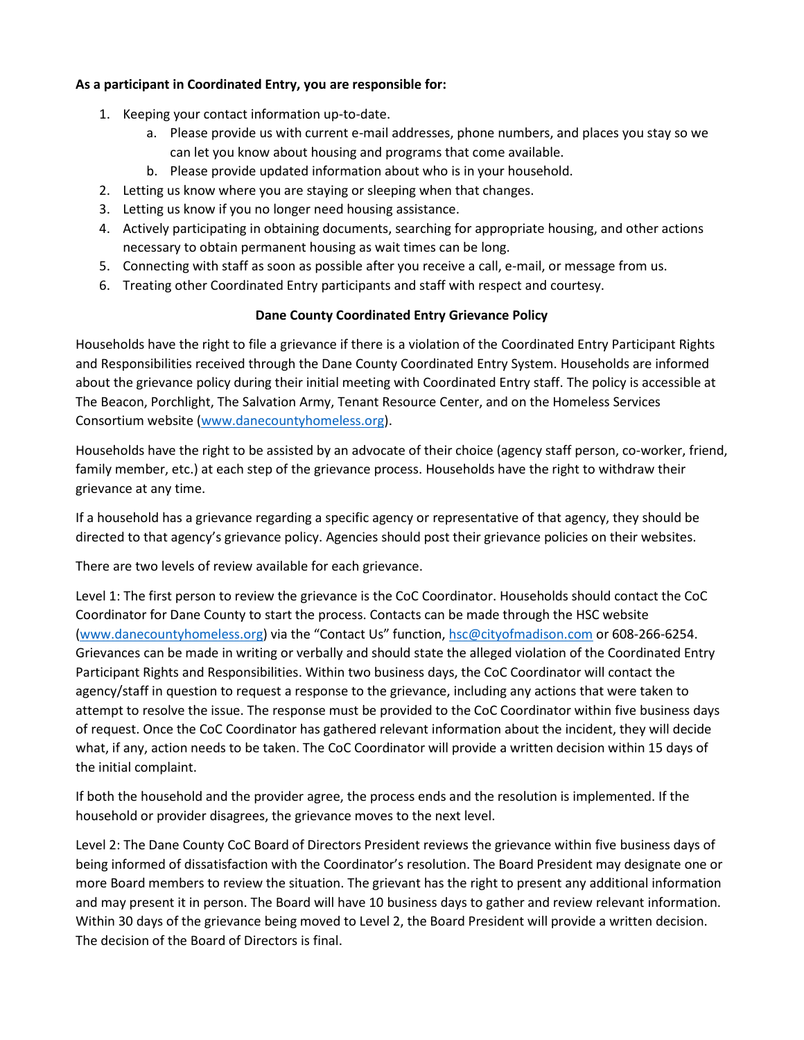**As a participant in Coordinated Entry, you are responsible for:**

1. Keeping your contact information up-to-date.
    a. Please provide us with current e-mail addresses, phone numbers, and places you stay so we can let you know about housing and programs that come available.
    b. Please provide updated information about who is in your household.
2. Letting us know where you are staying or sleeping when that changes.
3. Letting us know if you no longer need housing assistance.
4. Actively participating in obtaining documents, searching for appropriate housing, and other actions necessary to obtain permanent housing as wait times can be long.
5. Connecting with staff as soon as possible after you receive a call, e-mail, or message from us.
6. Treating other Coordinated Entry participants and staff with respect and courtesy.

**Dane County Coordinated Entry Grievance Policy**

Households have the right to file a grievance if there is a violation of the Coordinated Entry Participant Rights and Responsibilities received through the Dane County Coordinated Entry System. Households are informed about the grievance policy during their initial meeting with Coordinated Entry staff. The policy is accessible at The Beacon, Porchlight, The Salvation Army, Tenant Resource Center, and on the Homeless Services Consortium website (www.danecountyhomeless.org).

Households have the right to be assisted by an advocate of their choice (agency staff person, co-worker, friend, family member, etc.) at each step of the grievance process. Households have the right to withdraw their grievance at any time.

If a household has a grievance regarding a specific agency or representative of that agency, they should be directed to that agency's grievance policy. Agencies should post their grievance policies on their websites.

There are two levels of review available for each grievance.

Level 1: The first person to review the grievance is the CoC Coordinator. Households should contact the CoC Coordinator for Dane County to start the process. Contacts can be made through the HSC website (www.danecountyhomeless.org) via the "Contact Us" function, hsc@cityofmadison.com or 608-266-6254. Grievances can be made in writing or verbally and should state the alleged violation of the Coordinated Entry Participant Rights and Responsibilities. Within two business days, the CoC Coordinator will contact the agency/staff in question to request a response to the grievance, including any actions that were taken to attempt to resolve the issue. The response must be provided to the CoC Coordinator within five business days of request. Once the CoC Coordinator has gathered relevant information about the incident, they will decide what, if any, action needs to be taken. The CoC Coordinator will provide a written decision within 15 days of the initial complaint.

If both the household and the provider agree, the process ends and the resolution is implemented. If the household or provider disagrees, the grievance moves to the next level.

Level 2: The Dane County CoC Board of Directors President reviews the grievance within five business days of being informed of dissatisfaction with the Coordinator's resolution. The Board President may designate one or more Board members to review the situation. The grievant has the right to present any additional information and may present it in person. The Board will have 10 business days to gather and review relevant information. Within 30 days of the grievance being moved to Level 2, the Board President will provide a written decision. The decision of the Board of Directors is final.